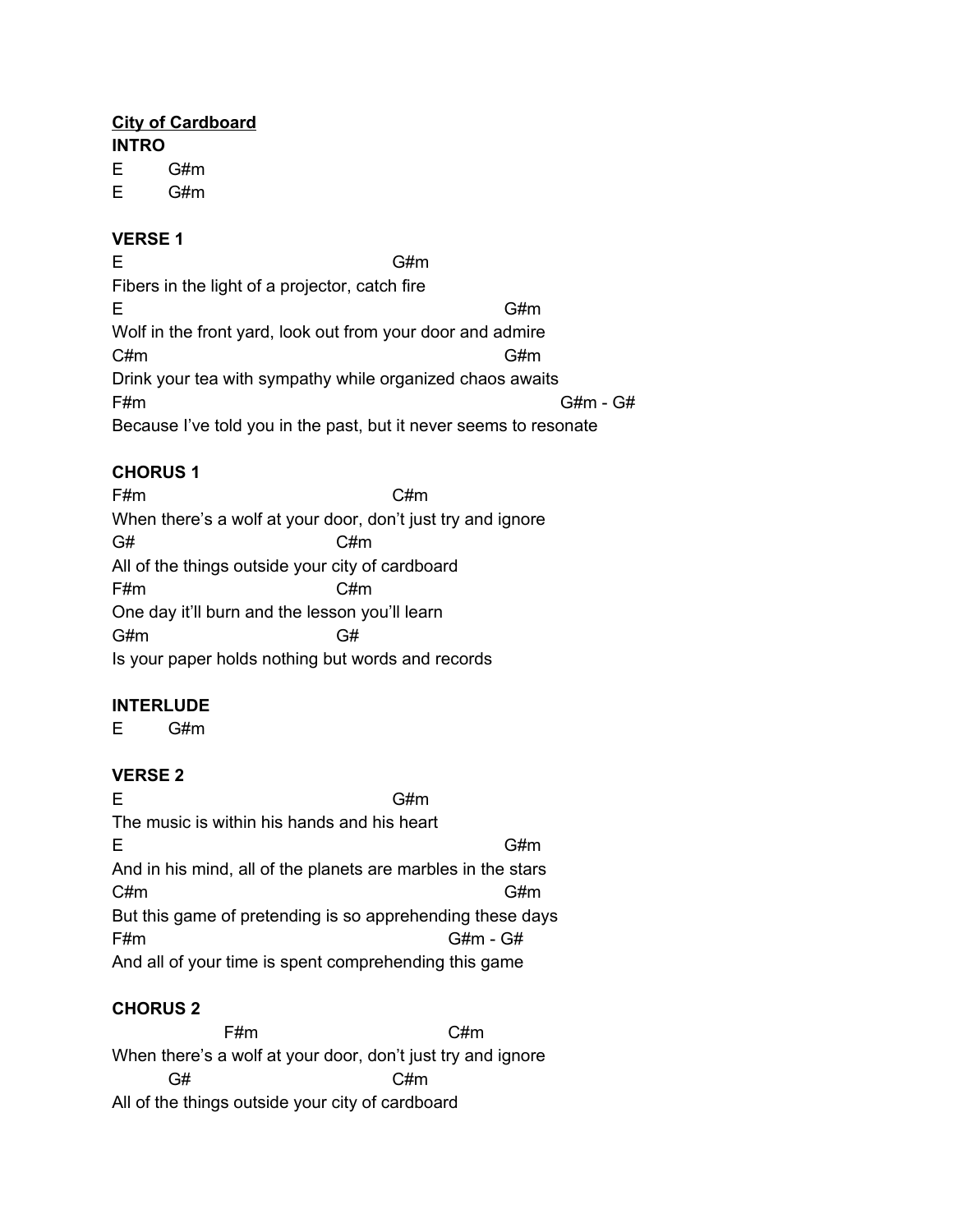**<u>City of Cardboard</u>**

**INTRO**

```
E       G#m
E       G#m
```

**VERSE 1**

```
E                                   G#m
Fibers in the light of a projector, catch fire
E                                                G#m
Wolf in the front yard, look out from your door and admire
C#m                                              G#m
Drink your tea with sympathy while organized chaos awaits
F#m                                                        G#m - G#
Because I've told you in the past, but it never seems to resonate
```

**CHORUS 1**

```
F#m                                 C#m
When there's a wolf at your door, don't just try and ignore
G#                           C#m
All of the things outside your city of cardboard
F#m                          C#m
One day it'll burn and the lesson you'll learn
G#m                          G#
Is your paper holds nothing but words and records
```

**INTERLUDE**

```
E       G#m
```

**VERSE 2**

```
E                                   G#m
The music is within his hands and his heart
E                                                G#m
And in his mind, all of the planets are marbles in the stars
C#m                                              G#m
But this game of pretending is so apprehending these days
F#m                                        G#m - G#
And all of your time is spent comprehending this game
```

**CHORUS 2**

```
                F#m                       C#m
When there's a wolf at your door, don't just try and ignore
        G#                         C#m
All of the things outside your city of cardboard
```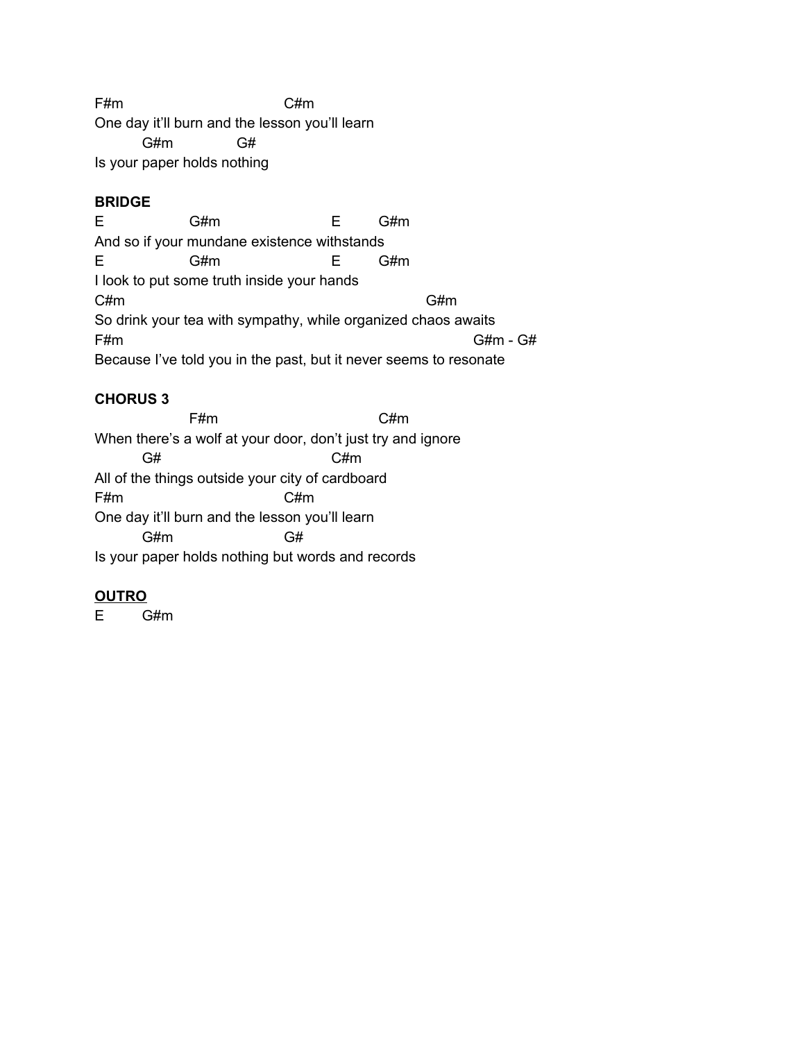```
F#m                              C#m
One day it'll burn and the lesson you'll learn
         G#m              G#
Is your paper holds nothing
```

**BRIDGE**

```
E                G#m                      E          G#m
And so if your mundane existence withstands
E                G#m                      E          G#m
I look to put some truth inside your hands
C#m                                                          G#m
So drink your tea with sympathy, while organized chaos awaits
F#m                                                                    G#m - G#
Because I've told you in the past, but it never seems to resonate
```

**CHORUS 3**

```
                 F#m                           C#m
When there's a wolf at your door, don't just try and ignore
         G#                             C#m
All of the things outside your city of cardboard
F#m                              C#m
One day it'll burn and the lesson you'll learn
         G#m                     G#
Is your paper holds nothing but words and records
```

**<u>OUTRO</u>**

```
E        G#m
```